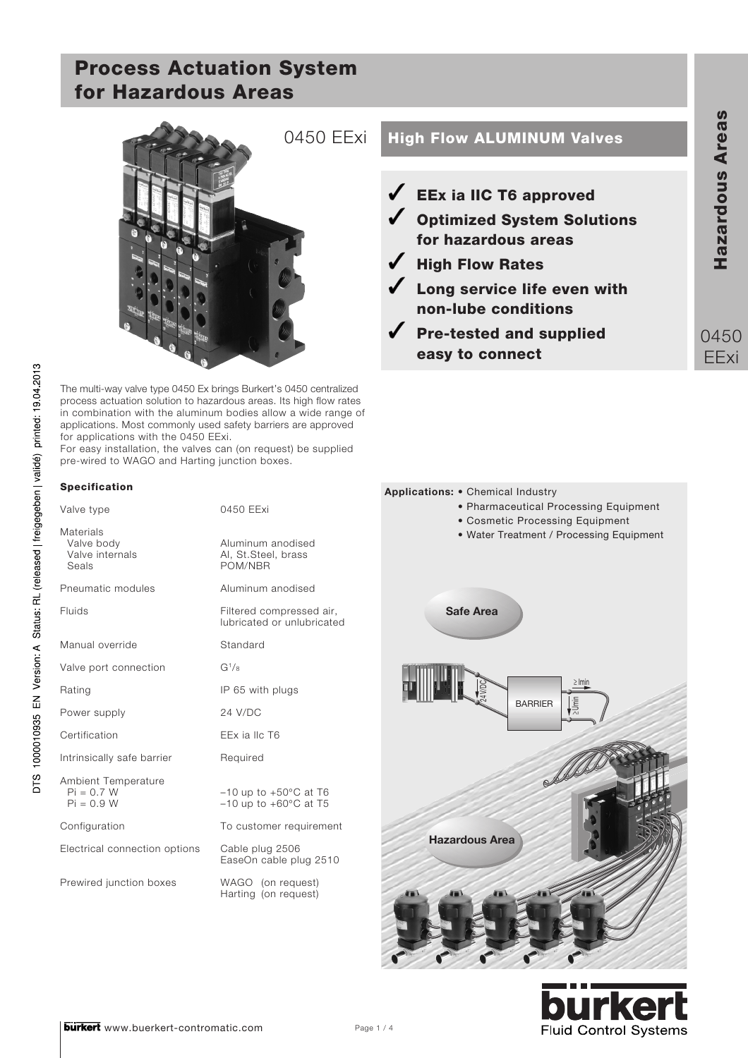# Process Actuation System for Hazardous Areas

0450 EExi

## High Flow ALUMINUM Valves

- ✓ **EEx ia IIC T6 approved**
- ✓ **Optimized System Solutions for hazardous areas**
- ✓ **High Flow Rates**
- ✓ **Long service life even with non-lube conditions**
- ✓ **Pre-tested and supplied easy to connect**

The multi-way valve type 0450 Ex brings Burkert's 0450 centralized process actuation solution to hazardous areas. Its high flow rates in combination with the aluminum bodies allow a wide range of applications. Most commonly used safety barriers are approved for applications with the 0450 EExi.
For easy installation, the valves can (on request) be supplied pre-wired to WAGO and Harting junction boxes.

**Specification**

| | |
|---|---|
| Valve type | 0450 EExi |
| Materials | |
| Valve body | Aluminum anodised |
| Valve internals | Al, St.Steel, brass |
| Seals | POM/NBR |
| Pneumatic modules | Aluminum anodised |
| Fluids | Filtered compressed air, lubricated or unlubricated |
| Manual override | Standard |
| Valve port connection | G1/8 |
| Rating | IP 65 with plugs |
| Power supply | 24 V/DC |
| Certification | EEx ia IIc T6 |
| Intrinsically safe barrier | Required |
| Ambient Temperature | |
| Pi = 0.7 W | –10 up to +50°C at T6 |
| Pi = 0.9 W | –10 up to +60°C at T5 |
| Configuration | To customer requirement |
| Electrical connection options | Cable plug 2506<br>EaseOn cable plug 2510 |
| Prewired junction boxes | WAGO (on request)<br>Harting (on request) |

**Applications:**
- Chemical Industry
- Pharmaceutical Processing Equipment
- Cosmetic Processing Equipment
- Water Treatment / Processing Equipment

Safe Area

24V/DC — BARRIER — ≥ Imin — ≥ Umin

Hazardous Area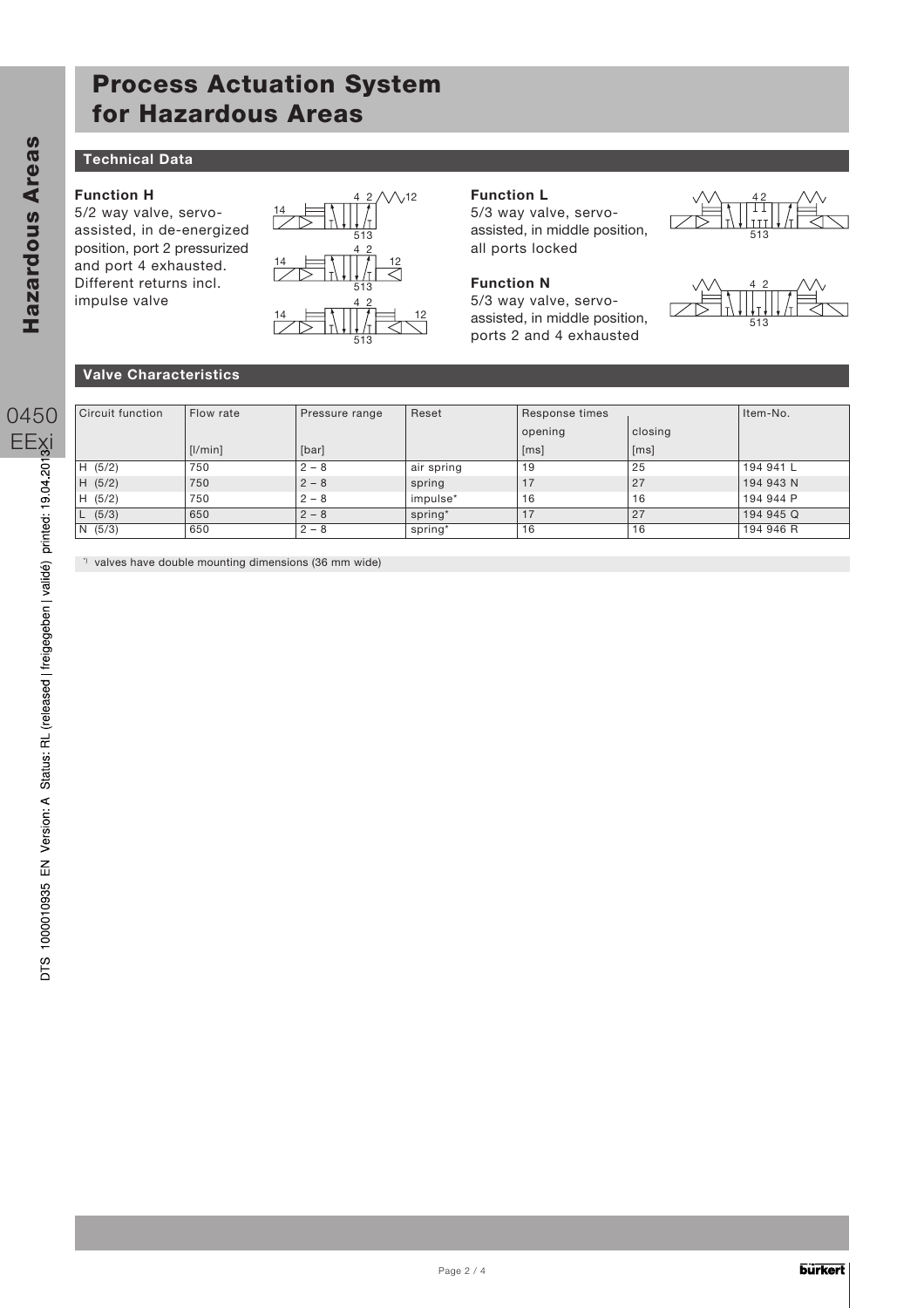# Process Actuation System for Hazardous Areas

## Technical Data

**Function H**
5/2 way valve, servo-assisted, in de-energized position, port 2 pressurized and port 4 exhausted. Different returns incl. impulse valve

**Function L**
5/3 way valve, servo-assisted, in middle position, all ports locked

**Function N**
5/3 way valve, servo-assisted, in middle position, ports 2 and 4 exhausted

## Valve Characteristics

| Circuit function | Flow rate | Pressure range | Reset | Response times | | Item-No. |
|---|---|---|---|---|---|---|
| | | | | opening | closing | |
| | [l/min] | [bar] | | [ms] | [ms] | |
| H (5/2) | 750 | 2 – 8 | air spring | 19 | 25 | 194 941 L |
| H (5/2) | 750 | 2 – 8 | spring | 17 | 27 | 194 943 N |
| H (5/2) | 750 | 2 – 8 | impulse* | 16 | 16 | 194 944 P |
| L (5/3) | 650 | 2 – 8 | spring* | 17 | 27 | 194 945 Q |
| N (5/3) | 650 | 2 – 8 | spring* | 16 | 16 | 194 946 R |

*) valves have double mounting dimensions (36 mm wide)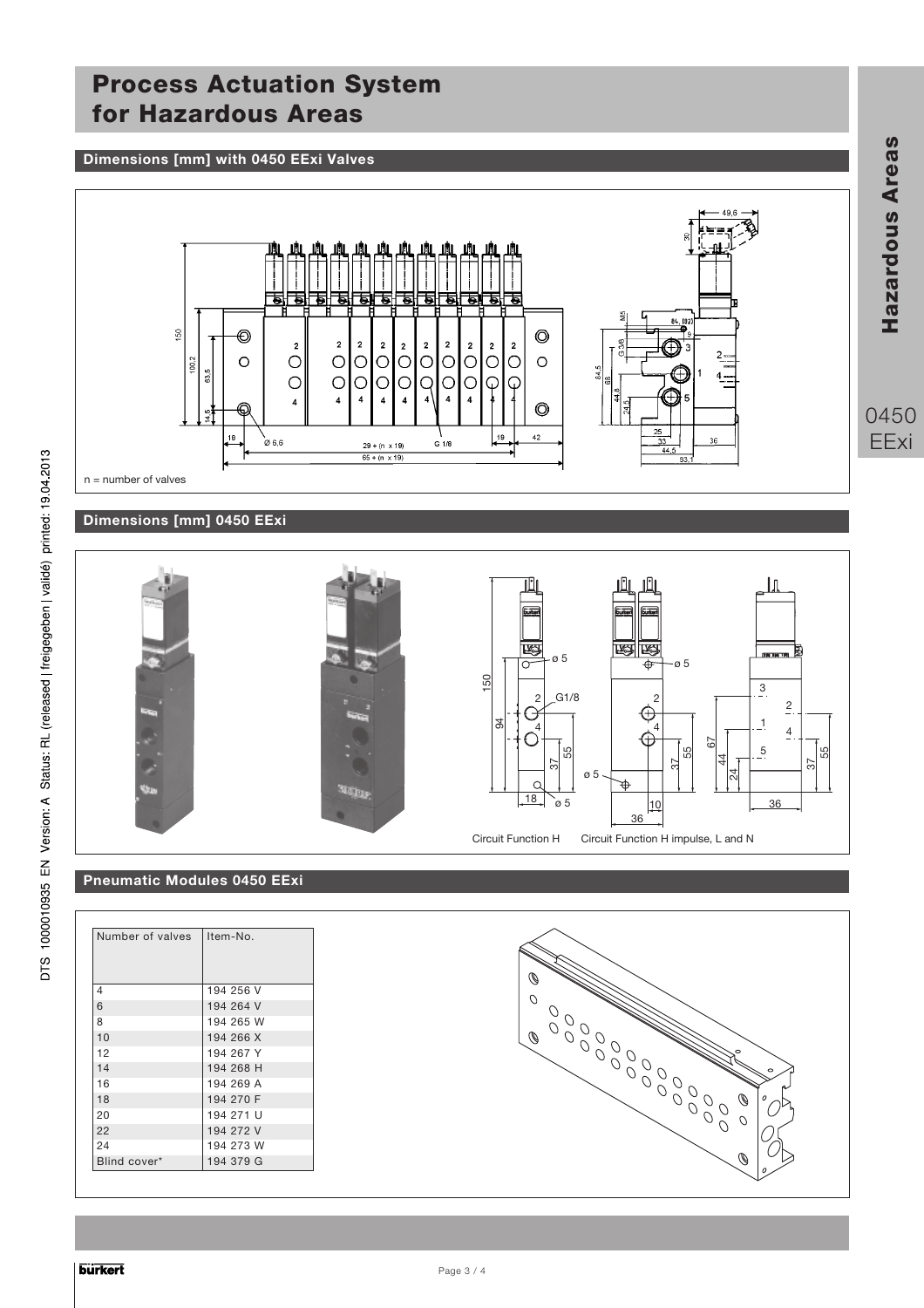# Process Actuation System for Hazardous Areas

## Dimensions [mm] with 0450 EExi Valves

n = number of valves

## Dimensions [mm] 0450 EExi

Circuit Function H    Circuit Function H impulse, L and N

## Pneumatic Modules 0450 EExi

| Number of valves | Item-No. |
|---|---|
| 4 | 194 256 V |
| 6 | 194 264 V |
| 8 | 194 265 W |
| 10 | 194 266 X |
| 12 | 194 267 Y |
| 14 | 194 268 H |
| 16 | 194 269 A |
| 18 | 194 270 F |
| 20 | 194 271 U |
| 22 | 194 272 V |
| 24 | 194 273 W |
| Blind cover* | 194 379 G |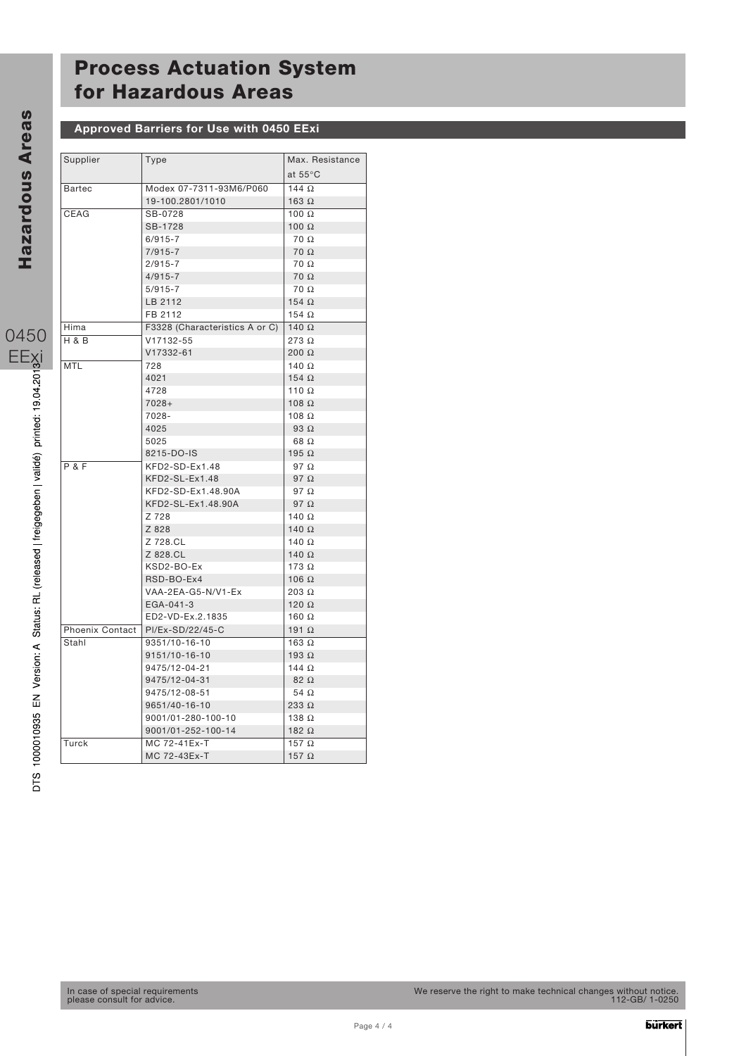# Process Actuation System for Hazardous Areas

## Approved Barriers for Use with 0450 EExi

| Supplier | Type | Max. Resistance at 55°C |
|---|---|---|
| Bartec | Modex 07-7311-93M6/P060 | 144 Ω |
| | 19-100.2801/1010 | 163 Ω |
| CEAG | SB-0728 | 100 Ω |
| | SB-1728 | 100 Ω |
| | 6/915-7 | 70 Ω |
| | 7/915-7 | 70 Ω |
| | 2/915-7 | 70 Ω |
| | 4/915-7 | 70 Ω |
| | 5/915-7 | 70 Ω |
| | LB 2112 | 154 Ω |
| | FB 2112 | 154 Ω |
| Hima | F3328 (Characteristics A or C) | 140 Ω |
| H & B | V17132-55 | 273 Ω |
| | V17332-61 | 200 Ω |
| MTL | 728 | 140 Ω |
| | 4021 | 154 Ω |
| | 4728 | 110 Ω |
| | 7028+ | 108 Ω |
| | 7028- | 108 Ω |
| | 4025 | 93 Ω |
| | 5025 | 68 Ω |
| | 8215-DO-IS | 195 Ω |
| P & F | KFD2-SD-Ex1.48 | 97 Ω |
| | KFD2-SL-Ex1.48 | 97 Ω |
| | KFD2-SD-Ex1.48.90A | 97 Ω |
| | KFD2-SL-Ex1.48.90A | 97 Ω |
| | Z 728 | 140 Ω |
| | Z 828 | 140 Ω |
| | Z 728.CL | 140 Ω |
| | Z 828.CL | 140 Ω |
| | KSD2-BO-Ex | 173 Ω |
| | RSD-BO-Ex4 | 106 Ω |
| | VAA-2EA-G5-N/V1-Ex | 203 Ω |
| | EGA-041-3 | 120 Ω |
| | ED2-VD-Ex.2.1835 | 160 Ω |
| Phoenix Contact | PI/Ex-SD/22/45-C | 191 Ω |
| Stahl | 9351/10-16-10 | 163 Ω |
| | 9151/10-16-10 | 193 Ω |
| | 9475/12-04-21 | 144 Ω |
| | 9475/12-04-31 | 82 Ω |
| | 9475/12-08-51 | 54 Ω |
| | 9651/40-16-10 | 233 Ω |
| | 9001/01-280-100-10 | 138 Ω |
| | 9001/01-252-100-14 | 182 Ω |
| Turck | MC 72-41Ex-T | 157 Ω |
| | MC 72-43Ex-T | 157 Ω |

In case of special requirements please consult for advice.

We reserve the right to make technical changes without notice. 112-GB/ 1-0250